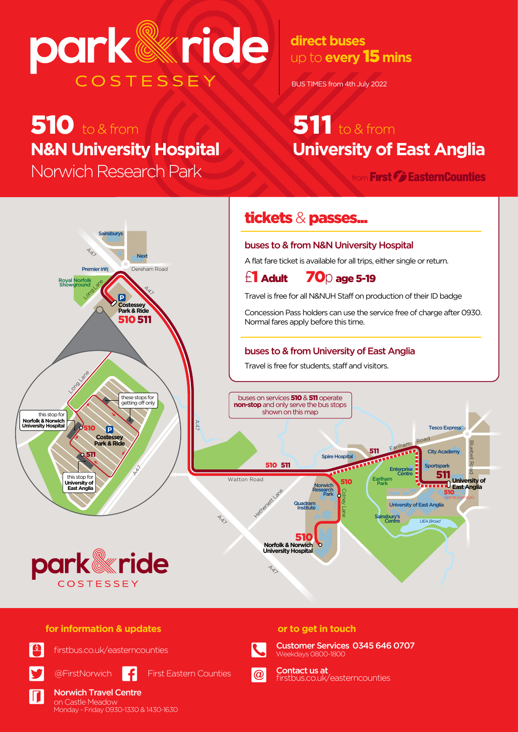# park & ride COSTESSEY

**direct buses** up to **every 15 mins**

BUS TIMES from 4th July 2022

## 510 to & from N&N University Hospital Norwich Research Park

## 511 to & from University of East Anglia

from First EasternCounties

## tickets & passes...

### buses to & from N&N University Hospital

A flat fare ticket is available for all trips, either single or return.

**£1 Adult** **70p age 5-19**

Travel is free for all N&NUH Staff on production of their ID badge

Concession Pass holders can use the service free of charge after 0930. Normal fares apply before this time.

### buses to & from University of East Anglia

Travel is free for students, staff and visitors.

buses on services **510** & **511** operate **non-stop** and only serve the bus stops shown on this map

Sainsburys · Next · Premier Inn · Dereham Road · Royal Norfolk Showground · Long Lane · A47 · Costessey Park & Ride 510 511

this stop for Norfolk & Norwich University Hospital · these stops for getting off only · this stop for University of East Anglia

Watton Road · Hethersett Lane · Spire Hospital · Norwich Research Park · Quadram Institute · Colney Lane · Norfolk & Norwich University Hospital · Earlham Road · Earlham Park · Enterprise Centre · Tesco Express · City Academy · Sportspark · Bluebell Road · University of East Anglia · 510 (some journeys) · Sainsbury's Centre · UEA Broad

park & ride COSTESSEY

### for information & updates

firstbus.co.uk/easterncounties

@FirstNorwich · First Eastern Counties

**Norwich Travel Centre**
on Castle Meadow
Monday - Friday 0930-1330 & 1430-1630

### or to get in touch

**Customer Services 0345 646 0707**
Weekdays 0800-1800

**Contact us at**
firstbus.co.uk/easterncounties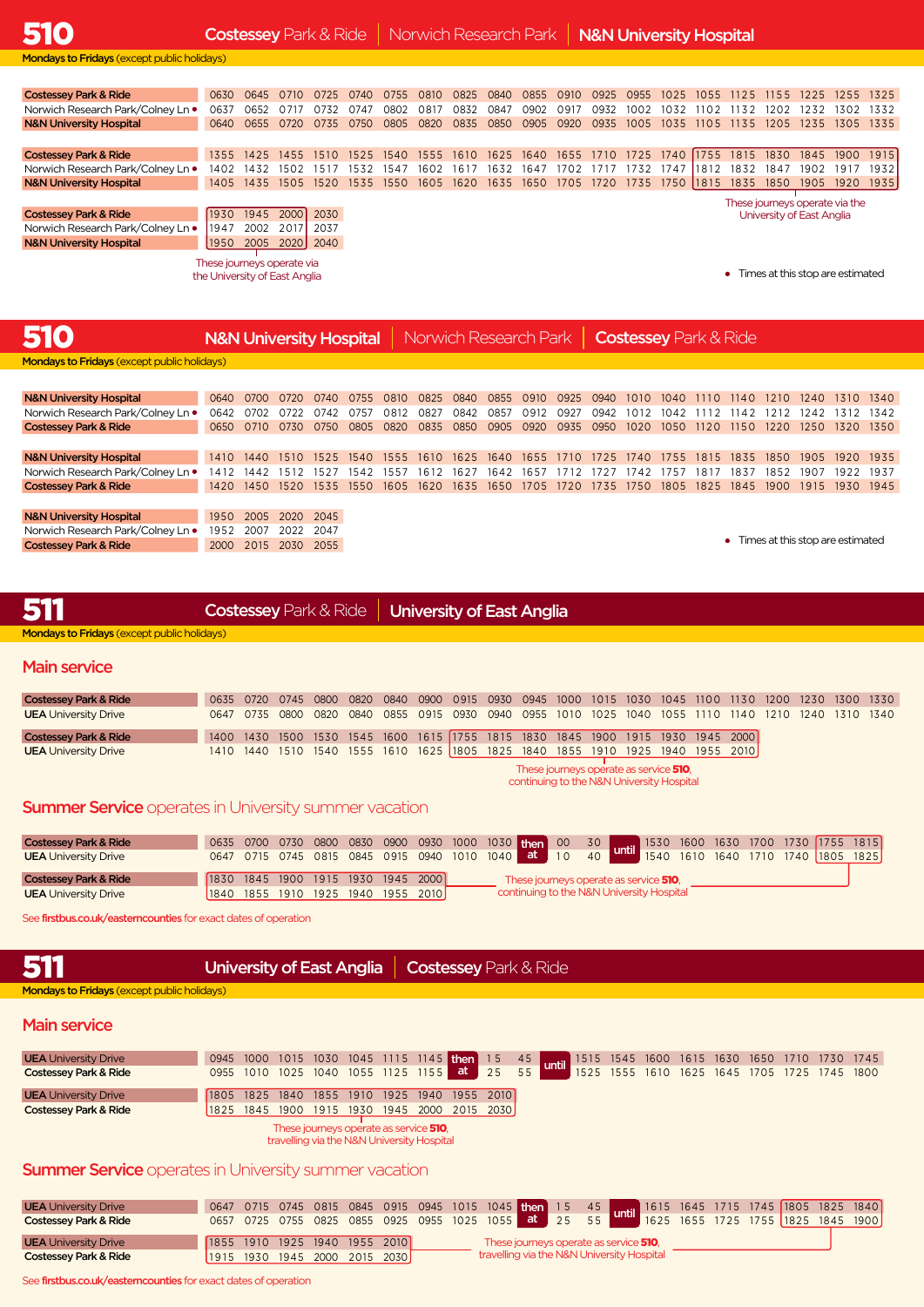# 510 Costessey Park & Ride | Norwich Research Park | N&N University Hospital

**Mondays to Fridays** (except public holidays)

| | | | | | | | | | | | | | | | | | | | | | |
|---|---|---|---|---|---|---|---|---|---|---|---|---|---|---|---|---|---|---|---|---|---|
| **Costessey Park & Ride** | 0630 | 0645 | 0710 | 0725 | 0740 | 0755 | 0810 | 0825 | 0840 | 0855 | 0910 | 0925 | 0955 | 1025 | 1055 | 1125 | 1155 | 1225 | 1255 | 1325 |
| Norwich Research Park/Colney Ln • | 0637 | 0652 | 0717 | 0732 | 0747 | 0802 | 0817 | 0832 | 0847 | 0902 | 0917 | 0932 | 1002 | 1032 | 1102 | 1132 | 1202 | 1232 | 1302 | 1332 |
| **N&N University Hospital** | 0640 | 0655 | 0720 | 0735 | 0750 | 0805 | 0820 | 0835 | 0850 | 0905 | 0920 | 0935 | 1005 | 1035 | 1105 | 1135 | 1205 | 1235 | 1305 | 1335 |

| | | | | | | | | | | | | | | | | | | | | |
|---|---|---|---|---|---|---|---|---|---|---|---|---|---|---|---|---|---|---|---|---|
| **Costessey Park & Ride** | 1355 | 1425 | 1455 | 1510 | 1525 | 1540 | 1555 | 1610 | 1625 | 1640 | 1655 | 1710 | 1725 | 1740 | 1755 | 1815 | 1830 | 1845 | 1900 | 1915 |
| Norwich Research Park/Colney Ln • | 1402 | 1432 | 1502 | 1517 | 1532 | 1547 | 1602 | 1617 | 1632 | 1647 | 1702 | 1717 | 1732 | 1747 | 1812 | 1832 | 1847 | 1902 | 1917 | 1932 |
| **N&N University Hospital** | 1405 | 1435 | 1505 | 1520 | 1535 | 1550 | 1605 | 1620 | 1635 | 1650 | 1705 | 1720 | 1735 | 1750 | 1815 | 1835 | 1850 | 1905 | 1920 | 1935 |

These journeys operate via the University of East Anglia (1755–1915 departures)

| | | | | |
|---|---|---|---|---|
| **Costessey Park & Ride** | 1930 | 1945 | 2000 | 2030 |
| Norwich Research Park/Colney Ln • | 1947 | 2002 | 2017 | 2037 |
| **N&N University Hospital** | 1950 | 2005 | 2020 | 2040 |

These journeys operate via the University of East Anglia (1930–2000 departures)

• Times at this stop are estimated

# 510 N&N University Hospital | Norwich Research Park | Costessey Park & Ride

**Mondays to Fridays** (except public holidays)

| | | | | | | | | | | | | | | | | | | | | |
|---|---|---|---|---|---|---|---|---|---|---|---|---|---|---|---|---|---|---|---|---|
| **N&N University Hospital** | 0640 | 0700 | 0720 | 0740 | 0755 | 0810 | 0825 | 0840 | 0855 | 0910 | 0925 | 0940 | 1010 | 1040 | 1110 | 1140 | 1210 | 1240 | 1310 | 1340 |
| Norwich Research Park/Colney Ln • | 0642 | 0702 | 0722 | 0742 | 0757 | 0812 | 0827 | 0842 | 0857 | 0912 | 0927 | 0942 | 1012 | 1042 | 1112 | 1142 | 1212 | 1242 | 1312 | 1342 |
| **Costessey Park & Ride** | 0650 | 0710 | 0730 | 0750 | 0805 | 0820 | 0835 | 0850 | 0905 | 0920 | 0935 | 0950 | 1020 | 1050 | 1120 | 1150 | 1220 | 1250 | 1320 | 1350 |

| | | | | | | | | | | | | | | | | | | | | |
|---|---|---|---|---|---|---|---|---|---|---|---|---|---|---|---|---|---|---|---|---|
| **N&N University Hospital** | 1410 | 1440 | 1510 | 1525 | 1540 | 1555 | 1610 | 1625 | 1640 | 1655 | 1710 | 1725 | 1740 | 1755 | 1815 | 1835 | 1850 | 1905 | 1920 | 1935 |
| Norwich Research Park/Colney Ln • | 1412 | 1442 | 1512 | 1527 | 1542 | 1557 | 1612 | 1627 | 1642 | 1657 | 1712 | 1727 | 1742 | 1757 | 1817 | 1837 | 1852 | 1907 | 1922 | 1937 |
| **Costessey Park & Ride** | 1420 | 1450 | 1520 | 1535 | 1550 | 1605 | 1620 | 1635 | 1650 | 1705 | 1720 | 1735 | 1750 | 1805 | 1825 | 1845 | 1900 | 1915 | 1930 | 1945 |

| | | | | |
|---|---|---|---|---|
| **N&N University Hospital** | 1950 | 2005 | 2020 | 2045 |
| Norwich Research Park/Colney Ln • | 1952 | 2007 | 2022 | 2047 |
| **Costessey Park & Ride** | 2000 | 2015 | 2030 | 2055 |

• Times at this stop are estimated

# 511 Costessey Park & Ride | University of East Anglia

**Mondays to Fridays** (except public holidays)

## Main service

| | | | | | | | | | | | | | | | | | | | | |
|---|---|---|---|---|---|---|---|---|---|---|---|---|---|---|---|---|---|---|---|---|
| **Costessey Park & Ride** | 0635 | 0720 | 0745 | 0800 | 0820 | 0840 | 0900 | 0915 | 0930 | 0945 | 1000 | 1015 | 1030 | 1045 | 1100 | 1130 | 1200 | 1230 | 1300 | 1330 |
| **UEA** University Drive | 0647 | 0735 | 0800 | 0820 | 0840 | 0855 | 0915 | 0930 | 0940 | 0955 | 1010 | 1025 | 1040 | 1055 | 1110 | 1140 | 1210 | 1240 | 1310 | 1340 |

| | | | | | | | | | | | | | |
|---|---|---|---|---|---|---|---|---|---|---|---|---|---|
| **Costessey Park & Ride** | 1400 | 1430 | 1500 | 1530 | 1545 | 1600 | 1615 | 1755 | 1815 | 1830 | 1845 | 1900 | 1915 | 1930 | 1945 | 2000 |
| **UEA** University Drive | 1410 | 1440 | 1510 | 1540 | 1555 | 1610 | 1625 | 1805 | 1825 | 1840 | 1855 | 1910 | 1925 | 1940 | 1955 | 2010 |

These journeys operate as service **510**, continuing to the N&N University Hospital (1755–2000 departures)

## Summer Service operates in University summer vacation

| | | | | | | | | | | | | | | | | | | | | | |
|---|---|---|---|---|---|---|---|---|---|---|---|---|---|---|---|---|---|---|---|---|---|
| **Costessey Park & Ride** | 0635 | 0700 | 0730 | 0800 | 0830 | 0900 | 0930 | 1000 | 1030 | then at | 00 | 30 | until | 1530 | 1600 | 1630 | 1700 | 1730 | 1755 | 1815 |
| **UEA** University Drive | 0647 | 0715 | 0745 | 0815 | 0845 | 0915 | 0940 | 1010 | 1040 | | 10 | 40 | | 1540 | 1610 | 1640 | 1710 | 1740 | 1805 | 1825 |

| | | | | | | | |
|---|---|---|---|---|---|---|---|
| **Costessey Park & Ride** | 1830 | 1845 | 1900 | 1915 | 1930 | 1945 | 2000 |
| **UEA** University Drive | 1840 | 1855 | 1910 | 1925 | 1940 | 1955 | 2010 |

These journeys operate as service **510**, continuing to the N&N University Hospital (1755–2000 departures)

See **firstbus.co.uk/easterncounties** for exact dates of operation

# 511 University of East Anglia | Costessey Park & Ride

**Mondays to Fridays** (except public holidays)

## Main service

| | | | | | | | | | | | | | | | | | | | | | |
|---|---|---|---|---|---|---|---|---|---|---|---|---|---|---|---|---|---|---|---|---|---|
| **UEA** University Drive | 0945 | 1000 | 1015 | 1030 | 1045 | 1115 | 1145 | then at | 15 | 45 | until | 1515 | 1545 | 1600 | 1615 | 1630 | 1650 | 1710 | 1730 | 1745 |
| **Costessey Park & Ride** | 0955 | 1010 | 1025 | 1040 | 1055 | 1125 | 1155 | | 25 | 55 | | 1525 | 1555 | 1610 | 1625 | 1645 | 1705 | 1725 | 1745 | 1800 |

| | | | | | | | | | |
|---|---|---|---|---|---|---|---|---|---|
| **UEA** University Drive | 1805 | 1825 | 1840 | 1855 | 1910 | 1925 | 1940 | 1955 | 2010 |
| **Costessey Park & Ride** | 1825 | 1845 | 1900 | 1915 | 1930 | 1945 | 2000 | 2015 | 2030 |

These journeys operate as service **510**, travelling via the N&N University Hospital

## Summer Service operates in University summer vacation

| | | | | | | | | | | | | | | | | | | | | |
|---|---|---|---|---|---|---|---|---|---|---|---|---|---|---|---|---|---|---|---|---|
| **UEA** University Drive | 0647 | 0715 | 0745 | 0815 | 0845 | 0915 | 0945 | 1015 | 1045 | then at | 15 | 45 | until | 1615 | 1645 | 1715 | 1745 | 1805 | 1825 | 1840 |
| **Costessey Park & Ride** | 0657 | 0725 | 0755 | 0825 | 0855 | 0925 | 0955 | 1025 | 1055 | | 25 | 55 | | 1625 | 1655 | 1725 | 1755 | 1825 | 1845 | 1900 |

| | | | | | | |
|---|---|---|---|---|---|---|
| **UEA** University Drive | 1855 | 1910 | 1925 | 1940 | 1955 | 2010 |
| **Costessey Park & Ride** | 1915 | 1930 | 1945 | 2000 | 2015 | 2030 |

These journeys operate as service **510**, travelling via the N&N University Hospital (1805–2010 departures)

See **firstbus.co.uk/easterncounties** for exact dates of operation